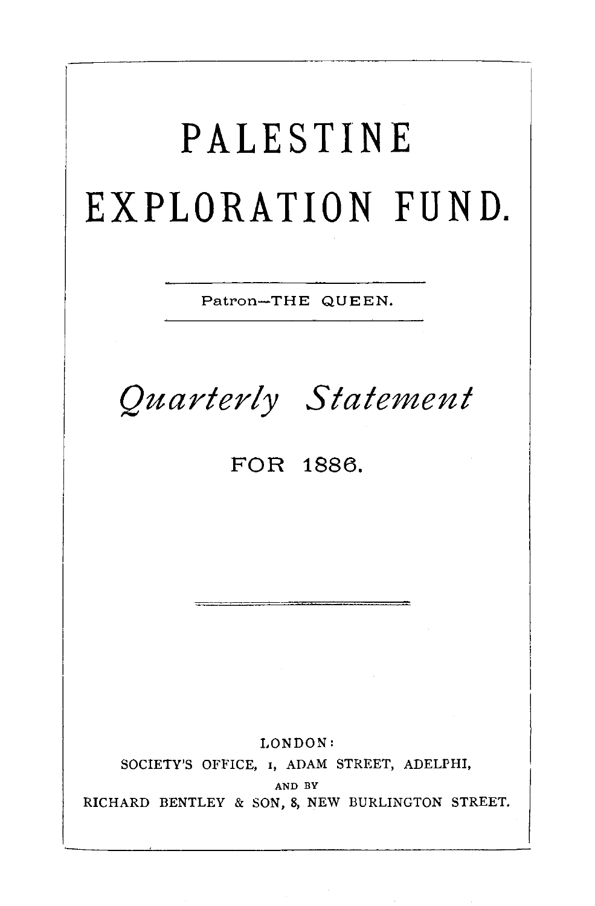# PALESTINE EXPLORATION FUND.

Patron—THE QUEEN.

## *Quarterly Statement*

FOR 1886.

LONDON:
SOCIETY'S OFFICE, 1, ADAM STREET, ADELPHI,
AND BY
RICHARD BENTLEY & SON, 8, NEW BURLINGTON STREET.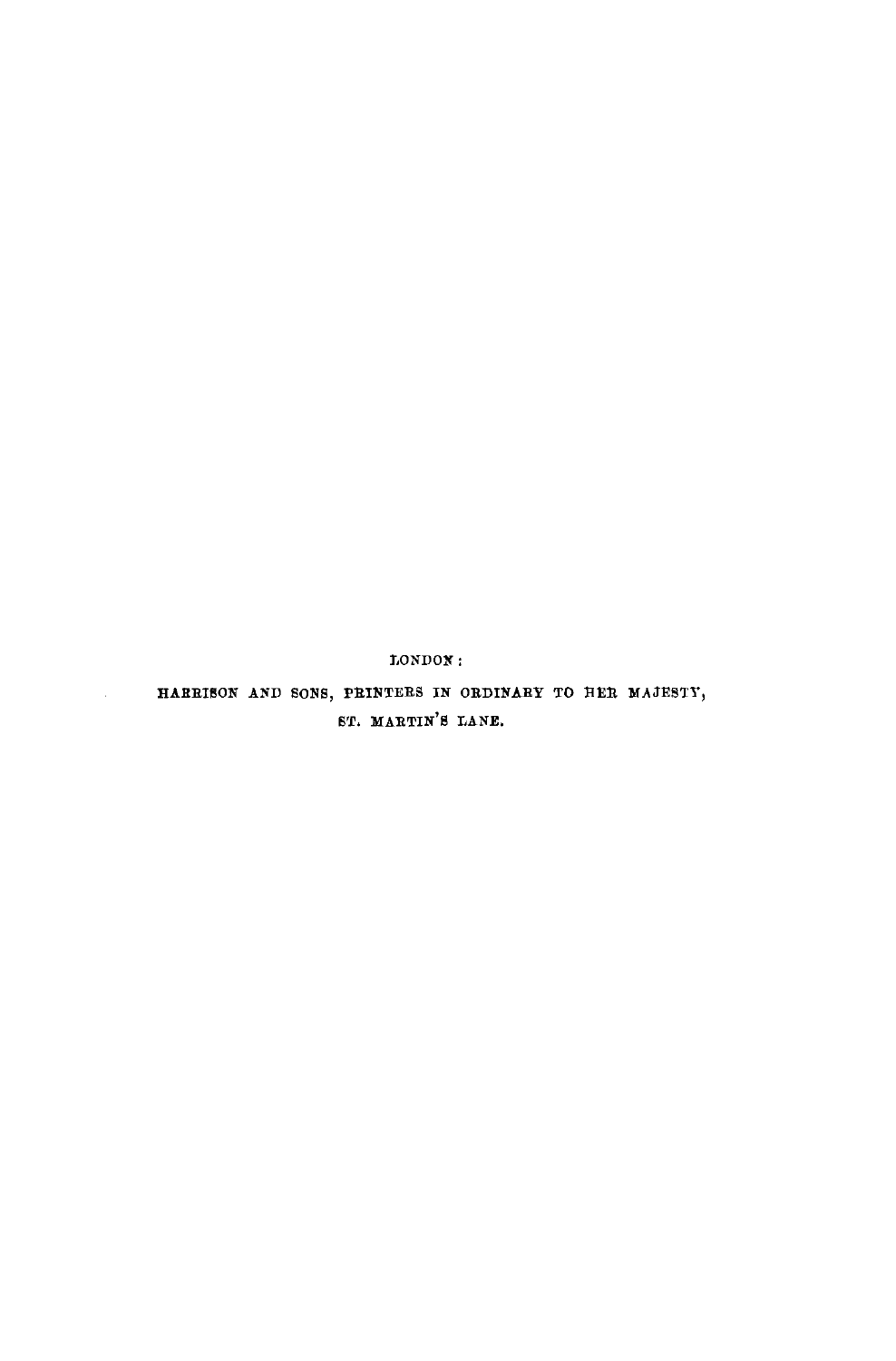LONDON:

HARRISON AND SONS, PRINTERS IN ORDINARY TO HER MAJESTY,

ST. MARTIN'S LANE.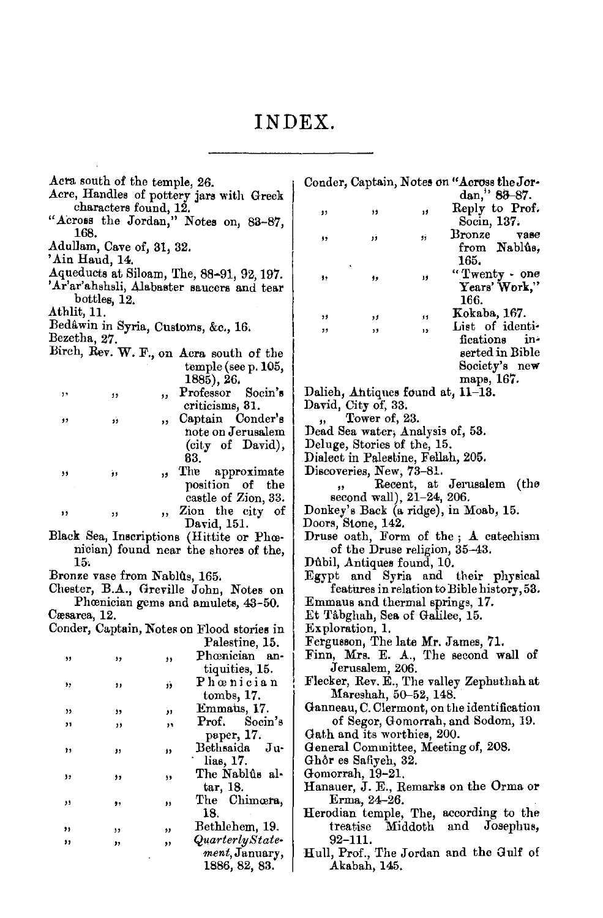# INDEX.

Acra south of the temple, 26.
Acre, Handles of pottery jars with Greek characters found, 12.
"Across the Jordan," Notes on, 83–87, 168.
Adullam, Cave of, 31, 32.
'Ain Haud, 14.
Aqueducts at Siloam, The, 88–91, 92, 197.
'Ar'ar'ahshli, Alabaster saucers and tear bottles, 12.
Athlit, 11.
Bedâwin in Syria, Customs, &c., 16.
Bezetha, 27.
Birch, Rev. W. F., on Acra south of the temple (see p. 105, 1885), 26.
" " " Professor Socin's criticisms, 31.
" " " Captain Conder's note on Jerusalem (city of David), 63.
" " " The approximate position of the castle of Zion, 33.
" " " Zion the city of David, 151.
Black Sea, Inscriptions (Hittite or Phœnician) found near the shores of the, 15.
Bronze vase from Nablûs, 165.
Chester, B.A., Greville John, Notes on Phœnician gems and amulets, 43–50.
Cæsarea, 12.
Conder, Captain, Notes on Flood stories in Palestine, 15.
" " " Phœnician antiquities, 15.
" " " Phœnician tombs, 17.
" " " Emmaus, 17.
" " " Prof. Socin's paper, 17.
" " " Bethsaida Julias, 17.
" " " The Nablûs altar, 18.
" " " The Chimœra, 18.
" " " Bethlehem, 19.
" " " *Quarterly Statement*, January, 1886, 82, 83.
Conder, Captain, Notes on "Across the Jordan," 83–87.
" " " Reply to Prof. Socin, 137.
" " " Bronze vase from Nablûs, 165.
" " " "Twenty-one Years' Work," 166.
" " " Kokaba, 167.
" " " List of identifications inserted in Bible Society's new maps, 167.
Dalieh, Antiques found at, 11–13.
David, City of, 33.
" Tower of, 23.
Dead Sea water, Analysis of, 53.
Deluge, Stories of the, 15.
Dialect in Palestine, Fellah, 205.
Discoveries, New, 73–81.
" Recent, at Jerusalem (the second wall), 21–24, 206.
Donkey's Back (a ridge), in Moab, 15.
Doors, Stone, 142.
Druse oath, Form of the; A catechism of the Druse religion, 35–43.
Dûbil, Antiques found, 10.
Egypt and Syria and their physical features in relation to Bible history, 53.
Emmaus and thermal springs, 17.
Et Tâbghah, Sea of Galilee, 15.
Exploration, 1.
Fergusson, The late Mr. James, 71.
Finn, Mrs. E. A., The second wall of Jerusalem, 206.
Flecker, Rev. E., The valley Zephathah at Mareshah, 50–52, 148.
Ganneau, C. Clermont, on the identification of Segor, Gomorrah, and Sodom, 19.
Gath and its worthies, 200.
General Committee, Meeting of, 208.
Ghôr es Safiyeh, 32.
Gomorrah, 19–21.
Hanauer, J. E., Remarks on the Orma or Erma, 24–26.
Herodian temple, The, according to the treatise Middoth and Josephus, 92–111.
Hull, Prof., The Jordan and the Gulf of Akabah, 145.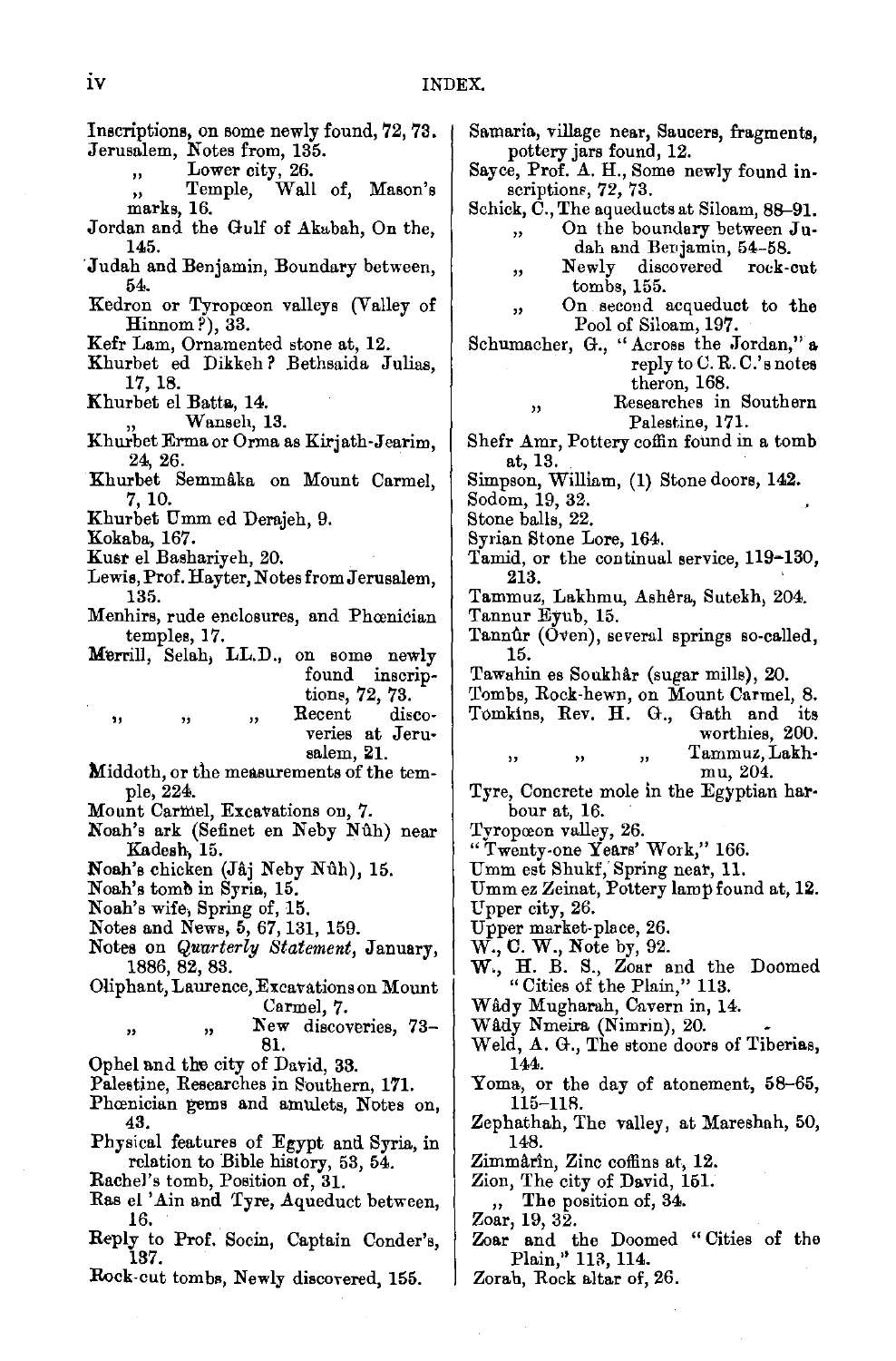# INDEX.

Inscriptions, on some newly found, 72, 73.
Jerusalem, Notes from, 135.
  „ Lower city, 26.
  „ Temple, Wall of, Mason's marks, 16.
Jordan and the Gulf of Akabah, On the, 145.
Judah and Benjamin, Boundary between, 54.
Kedron or Tyropœon valleys (Valley of Hinnom?), 33.
Kefr Lam, Ornamented stone at, 12.
Khurbet ed Dikkeh? Bethsaida Julias, 17, 18.
Khurbet el Batta, 14.
  „ Wanseh, 13.
Khurbet Erma or Orma as Kirjath-Jearim, 24, 26.
Khurbet Semmâka on Mount Carmel, 7, 10.
Khurbet Umm ed Derajeh, 9.
Kokaba, 167.
Kusr el Bashariyeh, 20.
Lewis, Prof. Hayter, Notes from Jerusalem, 135.
Menhirs, rude enclosures, and Phœnician temples, 17.
Merrill, Selah, LL.D., on some newly found inscriptions, 72, 73.
  „ „ „ Recent discoveries at Jerusalem, 21.
Middoth, or the measurements of the temple, 224.
Mount Carmel, Excavations on, 7.
Noah's ark (Sefinet en Neby Nûh) near Kadesh, 15.
Noah's chicken (Jâj Neby Nûh), 15.
Noah's tomb in Syria, 15.
Noah's wife, Spring of, 15.
Notes and News, 5, 67, 131, 159.
Notes on *Quarterly Statement*, January, 1886, 82, 83.
Oliphant, Laurence, Excavations on Mount Carmel, 7.
  „ „ New discoveries, 73–81.
Ophel and the city of David, 33.
Palestine, Researches in Southern, 171.
Phœnician gems and amulets, Notes on, 43.
Physical features of Egypt and Syria, in relation to Bible history, 53, 54.
Rachel's tomb, Position of, 31.
Ras el 'Ain and Tyre, Aqueduct between, 16.
Reply to Prof. Socin, Captain Conder's, 137.
Rock-cut tombs, Newly discovered, 155.
Samaria, village near, Saucers, fragments, pottery jars found, 12.
Sayce, Prof. A. H., Some newly found inscriptions, 72, 73.
Schick, C., The aqueducts at Siloam, 88–91.
  „ On the boundary between Judah and Benjamin, 54–58.
  „ Newly discovered rock-cut tombs, 155.
  „ On second acqueduct to the Pool of Siloam, 197.
Schumacher, G., "Across the Jordan," a reply to C. R. C.'s notes thereon, 168.
  „ Researches in Southern Palestine, 171.
Shefr Amr, Pottery coffin found in a tomb at, 13.
Simpson, William, (1) Stone doors, 142.
Sodom, 19, 32.
Stone balls, 22.
Syrian Stone Lore, 164.
Tamid, or the continual service, 119–130, 213.
Tammuz, Lakhmu, Ashêra, Sutekh, 204.
Tannur Eyub, 15.
Tannûr (Oven), several springs so-called, 15.
Tawahin es Soukhâr (sugar mills), 20.
Tombs, Rock-hewn, on Mount Carmel, 8.
Tomkins, Rev. H. G., Gath and its worthies, 200.
  „ „ „ Tammuz, Lakhmu, 204.
Tyre, Concrete mole in the Egyptian harbour at, 16.
Tyropœon valley, 26.
"Twenty-one Years' Work," 166.
Umm est Shukf, Spring near, 11.
Umm ez Zeinat, Pottery lamp found at, 12.
Upper city, 26.
Upper market-place, 26.
W., C. W., Note by, 92.
W., H. B. S., Zoar and the Doomed "Cities of the Plain," 113.
Wâdy Mugharah, Cavern in, 14.
Wâdy Nmeira (Nimrin), 20.
Weld, A. G., The stone doors of Tiberias, 144.
Yoma, or the day of atonement, 58–65, 115–118.
Zephathah, The valley, at Mareshah, 50, 148.
Zimmârin, Zinc coffins at, 12.
Zion, The city of David, 151.
  „ The position of, 34.
Zoar, 19, 32.
Zoar and the Doomed "Cities of the Plain," 113, 114.
Zorah, Rock altar of, 26.